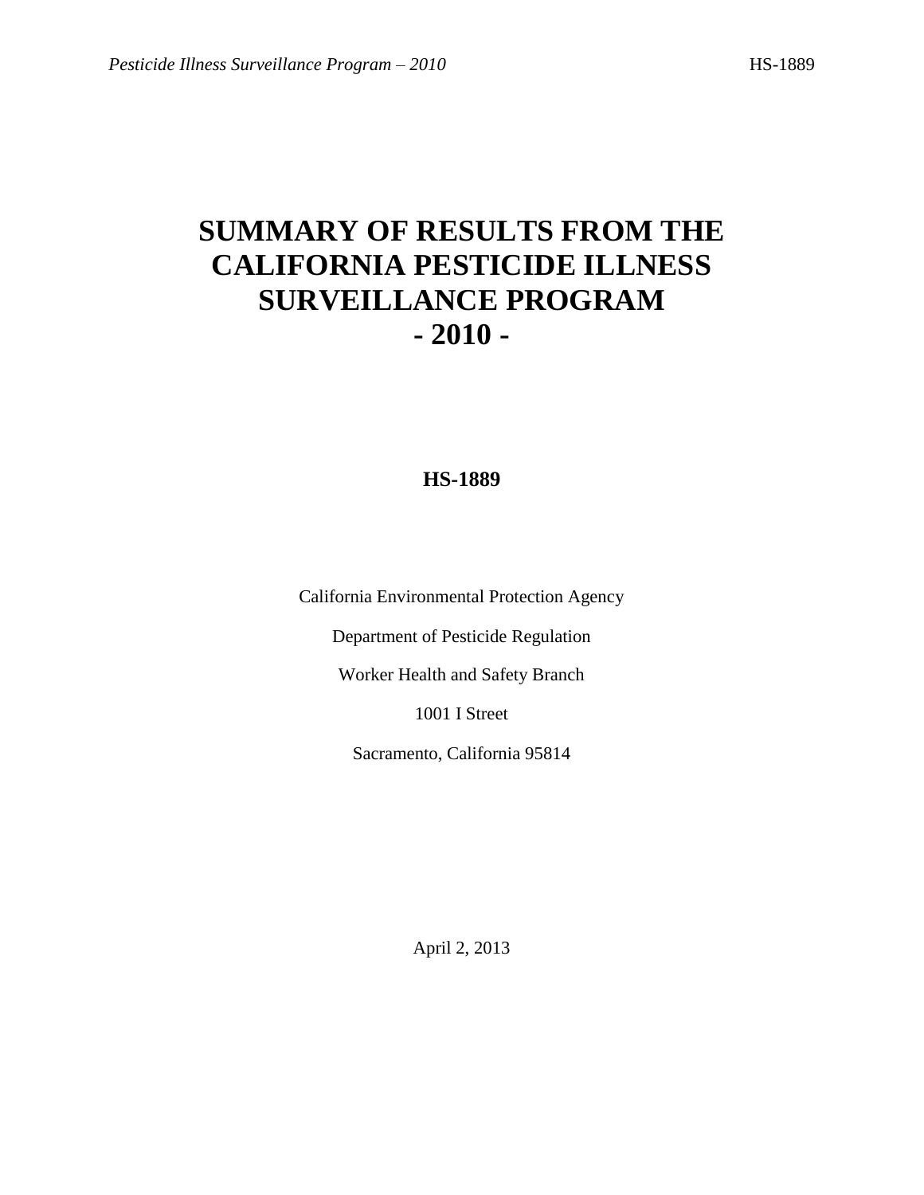# SUMMARY OF RESULTS FROM THE CALIFORNIA PESTICIDE ILLNESS SURVEILLANCE PROGRAM - 2010 -

**HS-1889**

California Environmental Protection Agency

Department of Pesticide Regulation

Worker Health and Safety Branch

1001 I Street

Sacramento, California 95814

April 2, 2013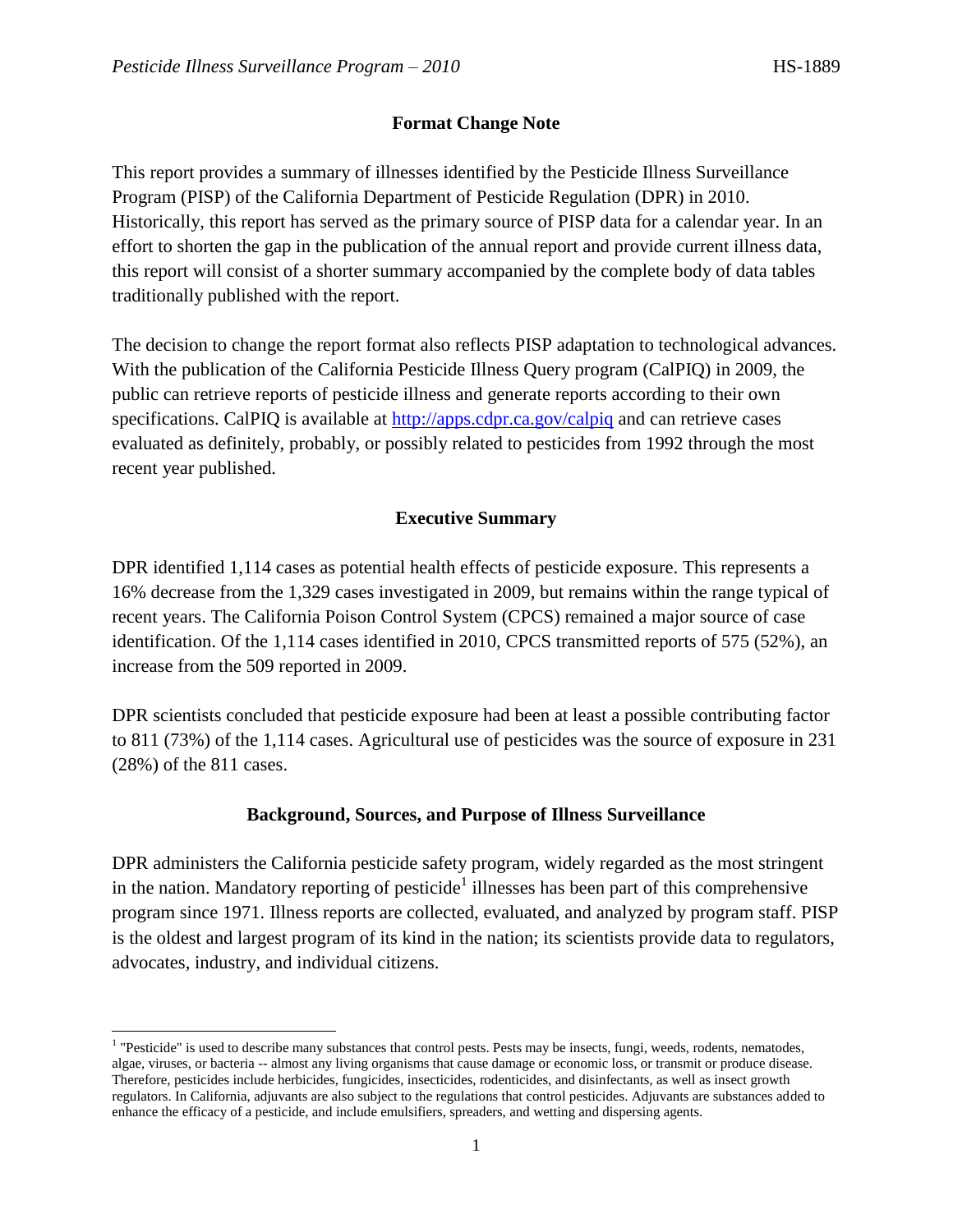## Format Change Note

This report provides a summary of illnesses identified by the Pesticide Illness Surveillance Program (PISP) of the California Department of Pesticide Regulation (DPR) in 2010. Historically, this report has served as the primary source of PISP data for a calendar year. In an effort to shorten the gap in the publication of the annual report and provide current illness data, this report will consist of a shorter summary accompanied by the complete body of data tables traditionally published with the report.

The decision to change the report format also reflects PISP adaptation to technological advances. With the publication of the California Pesticide Illness Query program (CalPIQ) in 2009, the public can retrieve reports of pesticide illness and generate reports according to their own specifications. CalPIQ is available at [http://apps.cdpr.ca.gov/calpiq](http://apps.cdpr.ca.gov/calpiq) and can retrieve cases evaluated as definitely, probably, or possibly related to pesticides from 1992 through the most recent year published.

## Executive Summary

DPR identified 1,114 cases as potential health effects of pesticide exposure. This represents a 16% decrease from the 1,329 cases investigated in 2009, but remains within the range typical of recent years. The California Poison Control System (CPCS) remained a major source of case identification. Of the 1,114 cases identified in 2010, CPCS transmitted reports of 575 (52%), an increase from the 509 reported in 2009.

DPR scientists concluded that pesticide exposure had been at least a possible contributing factor to 811 (73%) of the 1,114 cases. Agricultural use of pesticides was the source of exposure in 231 (28%) of the 811 cases.

## Background, Sources, and Purpose of Illness Surveillance

DPR administers the California pesticide safety program, widely regarded as the most stringent in the nation. Mandatory reporting of pesticide[1] illnesses has been part of this comprehensive program since 1971. Illness reports are collected, evaluated, and analyzed by program staff. PISP is the oldest and largest program of its kind in the nation; its scientists provide data to regulators, advocates, industry, and individual citizens.

---

[1] "Pesticide" is used to describe many substances that control pests. Pests may be insects, fungi, weeds, rodents, nematodes, algae, viruses, or bacteria -- almost any living organisms that cause damage or economic loss, or transmit or produce disease. Therefore, pesticides include herbicides, fungicides, insecticides, rodenticides, and disinfectants, as well as insect growth regulators. In California, adjuvants are also subject to the regulations that control pesticides. Adjuvants are substances added to enhance the efficacy of a pesticide, and include emulsifiers, spreaders, and wetting and dispersing agents.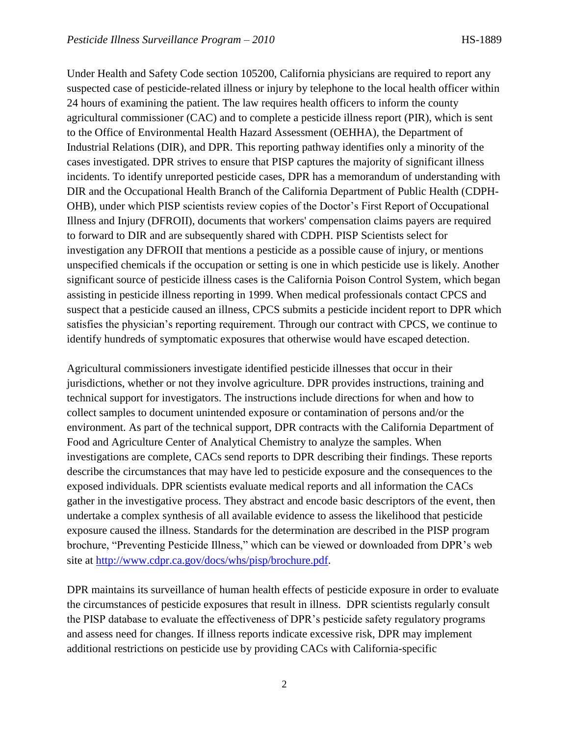Under Health and Safety Code section 105200, California physicians are required to report any suspected case of pesticide-related illness or injury by telephone to the local health officer within 24 hours of examining the patient. The law requires health officers to inform the county agricultural commissioner (CAC) and to complete a pesticide illness report (PIR), which is sent to the Office of Environmental Health Hazard Assessment (OEHHA), the Department of Industrial Relations (DIR), and DPR. This reporting pathway identifies only a minority of the cases investigated. DPR strives to ensure that PISP captures the majority of significant illness incidents. To identify unreported pesticide cases, DPR has a memorandum of understanding with DIR and the Occupational Health Branch of the California Department of Public Health (CDPH-OHB), under which PISP scientists review copies of the Doctor's First Report of Occupational Illness and Injury (DFROII), documents that workers' compensation claims payers are required to forward to DIR and are subsequently shared with CDPH. PISP Scientists select for investigation any DFROII that mentions a pesticide as a possible cause of injury, or mentions unspecified chemicals if the occupation or setting is one in which pesticide use is likely. Another significant source of pesticide illness cases is the California Poison Control System, which began assisting in pesticide illness reporting in 1999. When medical professionals contact CPCS and suspect that a pesticide caused an illness, CPCS submits a pesticide incident report to DPR which satisfies the physician's reporting requirement. Through our contract with CPCS, we continue to identify hundreds of symptomatic exposures that otherwise would have escaped detection.

Agricultural commissioners investigate identified pesticide illnesses that occur in their jurisdictions, whether or not they involve agriculture. DPR provides instructions, training and technical support for investigators. The instructions include directions for when and how to collect samples to document unintended exposure or contamination of persons and/or the environment. As part of the technical support, DPR contracts with the California Department of Food and Agriculture Center of Analytical Chemistry to analyze the samples. When investigations are complete, CACs send reports to DPR describing their findings. These reports describe the circumstances that may have led to pesticide exposure and the consequences to the exposed individuals. DPR scientists evaluate medical reports and all information the CACs gather in the investigative process. They abstract and encode basic descriptors of the event, then undertake a complex synthesis of all available evidence to assess the likelihood that pesticide exposure caused the illness. Standards for the determination are described in the PISP program brochure, "Preventing Pesticide Illness," which can be viewed or downloaded from DPR's web site at http://www.cdpr.ca.gov/docs/whs/pisp/brochure.pdf.

DPR maintains its surveillance of human health effects of pesticide exposure in order to evaluate the circumstances of pesticide exposures that result in illness. DPR scientists regularly consult the PISP database to evaluate the effectiveness of DPR's pesticide safety regulatory programs and assess need for changes. If illness reports indicate excessive risk, DPR may implement additional restrictions on pesticide use by providing CACs with California-specific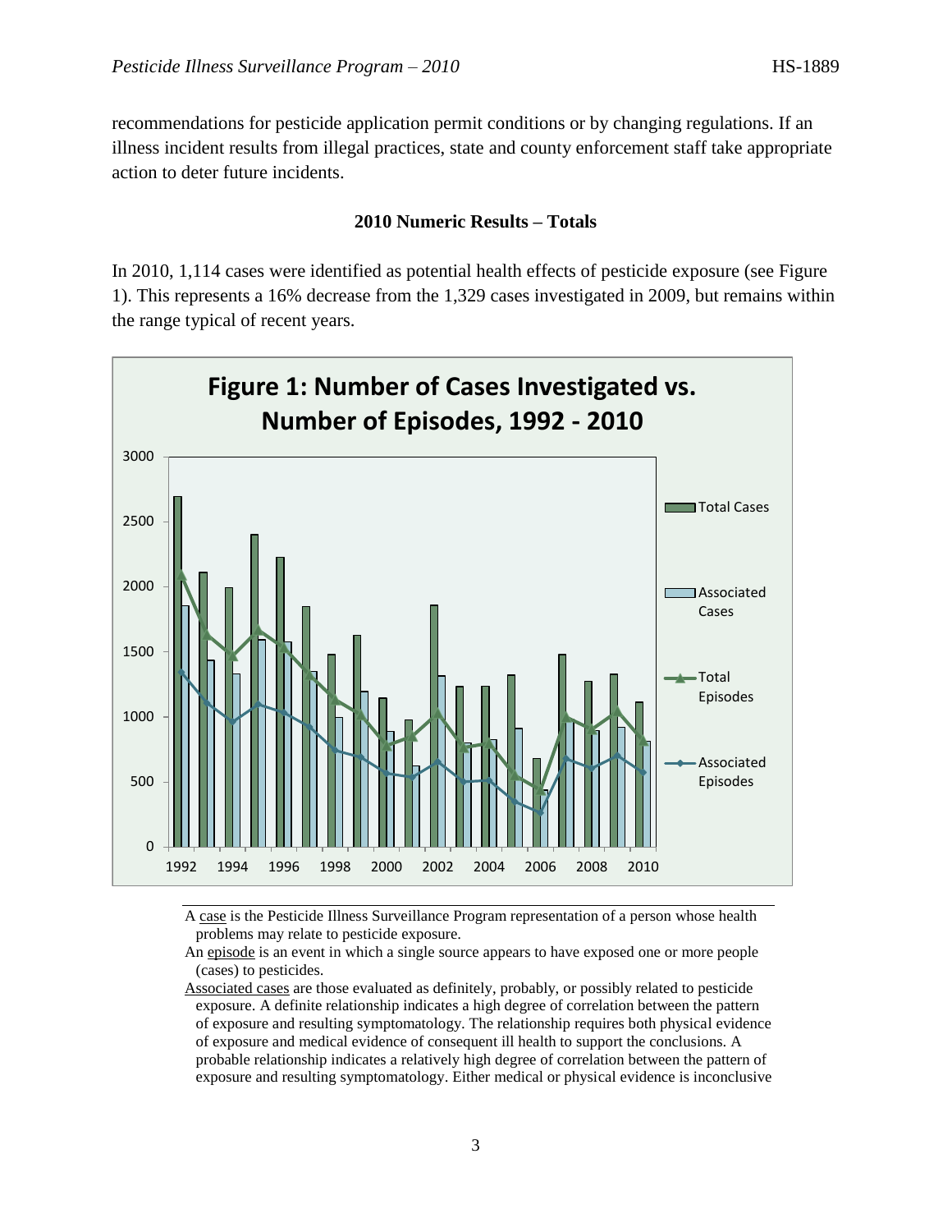recommendations for pesticide application permit conditions or by changing regulations. If an illness incident results from illegal practices, state and county enforcement staff take appropriate action to deter future incidents.

### 2010 Numeric Results – Totals

In 2010, 1,114 cases were identified as potential health effects of pesticide exposure (see Figure 1). This represents a 16% decrease from the 1,329 cases investigated in 2009, but remains within the range typical of recent years.

**Figure 1: Number of Cases Investigated vs. Number of Episodes, 1992 - 2010**

A case is the Pesticide Illness Surveillance Program representation of a person whose health problems may relate to pesticide exposure.

An episode is an event in which a single source appears to have exposed one or more people (cases) to pesticides.

Associated cases are those evaluated as definitely, probably, or possibly related to pesticide exposure. A definite relationship indicates a high degree of correlation between the pattern of exposure and resulting symptomatology. The relationship requires both physical evidence of exposure and medical evidence of consequent ill health to support the conclusions. A probable relationship indicates a relatively high degree of correlation between the pattern of exposure and resulting symptomatology. Either medical or physical evidence is inconclusive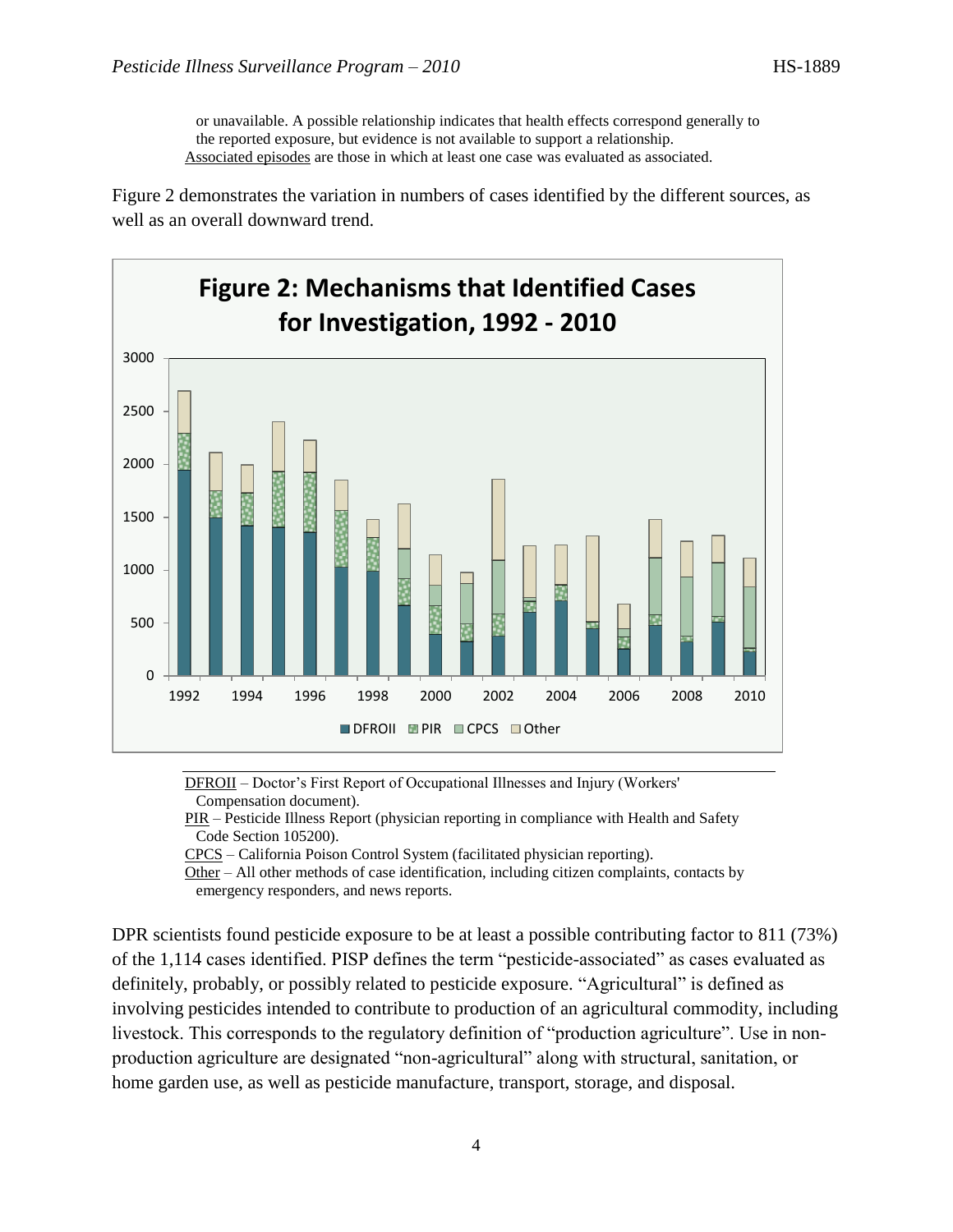or unavailable. A possible relationship indicates that health effects correspond generally to the reported exposure, but evidence is not available to support a relationship.

Associated episodes are those in which at least one case was evaluated as associated.

Figure 2 demonstrates the variation in numbers of cases identified by the different sources, as well as an overall downward trend.

**Figure 2: Mechanisms that Identified Cases for Investigation, 1992 - 2010**

DFROII – Doctor's First Report of Occupational Illnesses and Injury (Workers' Compensation document).

PIR – Pesticide Illness Report (physician reporting in compliance with Health and Safety Code Section 105200).

CPCS – California Poison Control System (facilitated physician reporting).

Other – All other methods of case identification, including citizen complaints, contacts by emergency responders, and news reports.

DPR scientists found pesticide exposure to be at least a possible contributing factor to 811 (73%) of the 1,114 cases identified. PISP defines the term "pesticide-associated" as cases evaluated as definitely, probably, or possibly related to pesticide exposure. "Agricultural" is defined as involving pesticides intended to contribute to production of an agricultural commodity, including livestock. This corresponds to the regulatory definition of "production agriculture". Use in non-production agriculture are designated "non-agricultural" along with structural, sanitation, or home garden use, as well as pesticide manufacture, transport, storage, and disposal.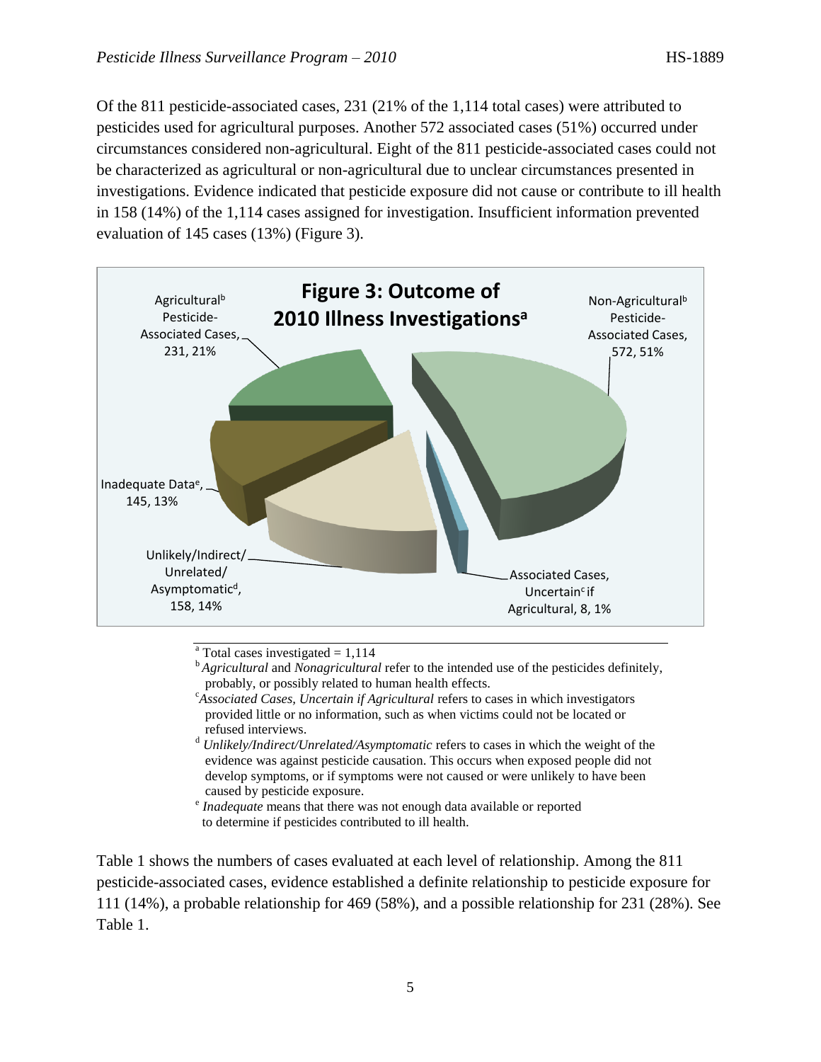Of the 811 pesticide-associated cases, 231 (21% of the 1,114 total cases) were attributed to pesticides used for agricultural purposes. Another 572 associated cases (51%) occurred under circumstances considered non-agricultural. Eight of the 811 pesticide-associated cases could not be characterized as agricultural or non-agricultural due to unclear circumstances presented in investigations. Evidence indicated that pesticide exposure did not cause or contribute to ill health in 158 (14%) of the 1,114 cases assigned for investigation. Insufficient information prevented evaluation of 145 cases (13%) (Figure 3).

**Figure 3: Outcome of 2010 Illness Investigations[a]**

- Non-Agricultural[b] Pesticide-Associated Cases, 572, 51%
- Agricultural[b] Pesticide-Associated Cases, 231, 21%
- Inadequate Data[e], 145, 13%
- Unlikely/Indirect/Unrelated/Asymptomatic[d], 158, 14%
- Associated Cases, Uncertain[c] if Agricultural, 8, 1%

[a] Total cases investigated = 1,114

[b] *Agricultural* and *Nonagricultural* refer to the intended use of the pesticides definitely, probably, or possibly related to human health effects.

[c] *Associated Cases, Uncertain if Agricultural* refers to cases in which investigators provided little or no information, such as when victims could not be located or refused interviews.

[d] *Unlikely/Indirect/Unrelated/Asymptomatic* refers to cases in which the weight of the evidence was against pesticide causation. This occurs when exposed people did not develop symptoms, or if symptoms were not caused or were unlikely to have been caused by pesticide exposure.

[e] *Inadequate* means that there was not enough data available or reported to determine if pesticides contributed to ill health.

Table 1 shows the numbers of cases evaluated at each level of relationship. Among the 811 pesticide-associated cases, evidence established a definite relationship to pesticide exposure for 111 (14%), a probable relationship for 469 (58%), and a possible relationship for 231 (28%). See Table 1.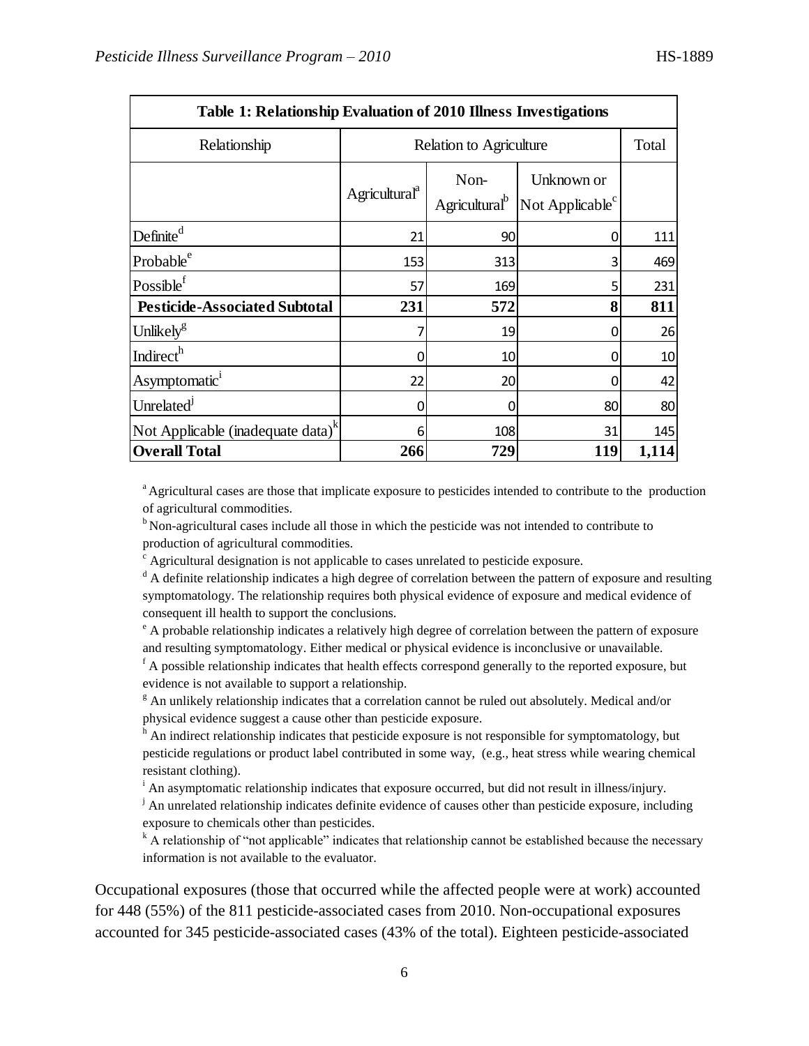| Table 1: Relationship Evaluation of 2010 Illness Investigations | | | | |
|---|---|---|---|---|
| Relationship | Relation to Agriculture | | | Total |
| | Agricultural[a] | Non-Agricultural[b] | Unknown or Not Applicable[c] | |
| Definite[d] | 21 | 90 | 0 | 111 |
| Probable[e] | 153 | 313 | 3 | 469 |
| Possible[f] | 57 | 169 | 5 | 231 |
| **Pesticide-Associated Subtotal** | **231** | **572** | **8** | **811** |
| Unlikely[g] | 7 | 19 | 0 | 26 |
| Indirect[h] | 0 | 10 | 0 | 10 |
| Asymptomatic[i] | 22 | 20 | 0 | 42 |
| Unrelated[j] | 0 | 0 | 80 | 80 |
| Not Applicable (inadequate data)[k] | 6 | 108 | 31 | 145 |
| **Overall Total** | **266** | **729** | **119** | **1,114** |

[a] Agricultural cases are those that implicate exposure to pesticides intended to contribute to the production of agricultural commodities.

[b] Non-agricultural cases include all those in which the pesticide was not intended to contribute to production of agricultural commodities.

[c] Agricultural designation is not applicable to cases unrelated to pesticide exposure.

[d] A definite relationship indicates a high degree of correlation between the pattern of exposure and resulting symptomatology. The relationship requires both physical evidence of exposure and medical evidence of consequent ill health to support the conclusions.

[e] A probable relationship indicates a relatively high degree of correlation between the pattern of exposure and resulting symptomatology. Either medical or physical evidence is inconclusive or unavailable.

[f] A possible relationship indicates that health effects correspond generally to the reported exposure, but evidence is not available to support a relationship.

[g] An unlikely relationship indicates that a correlation cannot be ruled out absolutely. Medical and/or physical evidence suggest a cause other than pesticide exposure.

[h] An indirect relationship indicates that pesticide exposure is not responsible for symptomatology, but pesticide regulations or product label contributed in some way, (e.g., heat stress while wearing chemical resistant clothing).

[i] An asymptomatic relationship indicates that exposure occurred, but did not result in illness/injury.

[j] An unrelated relationship indicates definite evidence of causes other than pesticide exposure, including exposure to chemicals other than pesticides.

[k] A relationship of "not applicable" indicates that relationship cannot be established because the necessary information is not available to the evaluator.

Occupational exposures (those that occurred while the affected people were at work) accounted for 448 (55%) of the 811 pesticide-associated cases from 2010. Non-occupational exposures accounted for 345 pesticide-associated cases (43% of the total). Eighteen pesticide-associated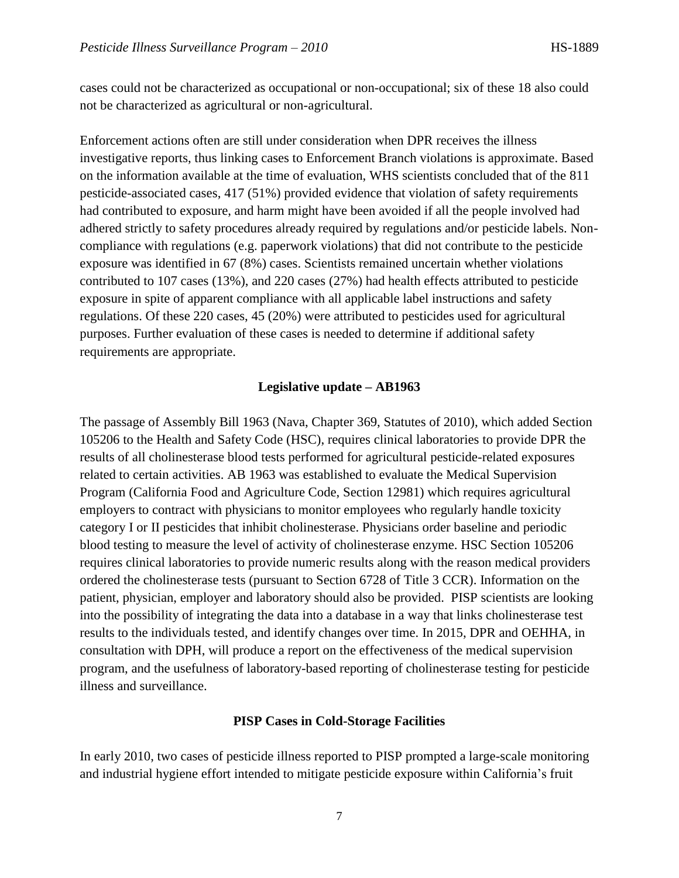cases could not be characterized as occupational or non-occupational; six of these 18 also could not be characterized as agricultural or non-agricultural.

Enforcement actions often are still under consideration when DPR receives the illness investigative reports, thus linking cases to Enforcement Branch violations is approximate. Based on the information available at the time of evaluation, WHS scientists concluded that of the 811 pesticide-associated cases, 417 (51%) provided evidence that violation of safety requirements had contributed to exposure, and harm might have been avoided if all the people involved had adhered strictly to safety procedures already required by regulations and/or pesticide labels. Non-compliance with regulations (e.g. paperwork violations) that did not contribute to the pesticide exposure was identified in 67 (8%) cases. Scientists remained uncertain whether violations contributed to 107 cases (13%), and 220 cases (27%) had health effects attributed to pesticide exposure in spite of apparent compliance with all applicable label instructions and safety regulations. Of these 220 cases, 45 (20%) were attributed to pesticides used for agricultural purposes. Further evaluation of these cases is needed to determine if additional safety requirements are appropriate.

## Legislative update – AB1963

The passage of Assembly Bill 1963 (Nava, Chapter 369, Statutes of 2010), which added Section 105206 to the Health and Safety Code (HSC), requires clinical laboratories to provide DPR the results of all cholinesterase blood tests performed for agricultural pesticide-related exposures related to certain activities. AB 1963 was established to evaluate the Medical Supervision Program (California Food and Agriculture Code, Section 12981) which requires agricultural employers to contract with physicians to monitor employees who regularly handle toxicity category I or II pesticides that inhibit cholinesterase. Physicians order baseline and periodic blood testing to measure the level of activity of cholinesterase enzyme. HSC Section 105206 requires clinical laboratories to provide numeric results along with the reason medical providers ordered the cholinesterase tests (pursuant to Section 6728 of Title 3 CCR). Information on the patient, physician, employer and laboratory should also be provided. PISP scientists are looking into the possibility of integrating the data into a database in a way that links cholinesterase test results to the individuals tested, and identify changes over time. In 2015, DPR and OEHHA, in consultation with DPH, will produce a report on the effectiveness of the medical supervision program, and the usefulness of laboratory-based reporting of cholinesterase testing for pesticide illness and surveillance.

## PISP Cases in Cold-Storage Facilities

In early 2010, two cases of pesticide illness reported to PISP prompted a large-scale monitoring and industrial hygiene effort intended to mitigate pesticide exposure within California's fruit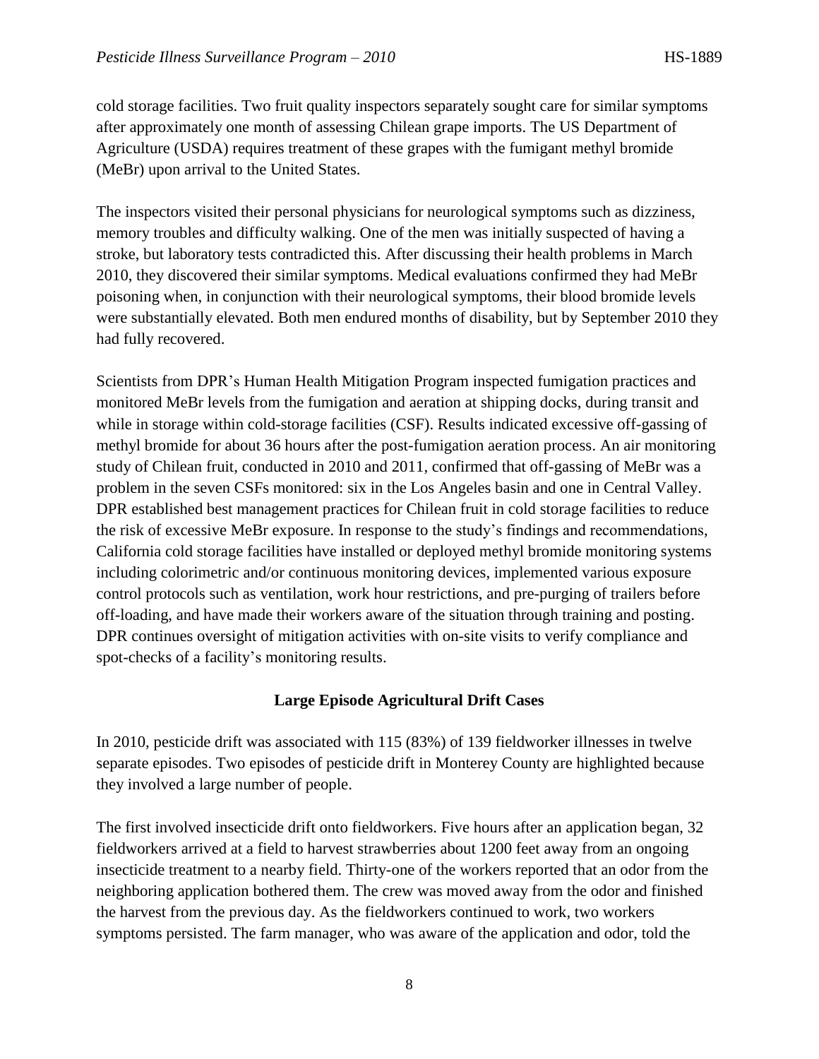cold storage facilities. Two fruit quality inspectors separately sought care for similar symptoms after approximately one month of assessing Chilean grape imports. The US Department of Agriculture (USDA) requires treatment of these grapes with the fumigant methyl bromide (MeBr) upon arrival to the United States.

The inspectors visited their personal physicians for neurological symptoms such as dizziness, memory troubles and difficulty walking. One of the men was initially suspected of having a stroke, but laboratory tests contradicted this. After discussing their health problems in March 2010, they discovered their similar symptoms. Medical evaluations confirmed they had MeBr poisoning when, in conjunction with their neurological symptoms, their blood bromide levels were substantially elevated. Both men endured months of disability, but by September 2010 they had fully recovered.

Scientists from DPR's Human Health Mitigation Program inspected fumigation practices and monitored MeBr levels from the fumigation and aeration at shipping docks, during transit and while in storage within cold-storage facilities (CSF). Results indicated excessive off-gassing of methyl bromide for about 36 hours after the post-fumigation aeration process. An air monitoring study of Chilean fruit, conducted in 2010 and 2011, confirmed that off-gassing of MeBr was a problem in the seven CSFs monitored: six in the Los Angeles basin and one in Central Valley. DPR established best management practices for Chilean fruit in cold storage facilities to reduce the risk of excessive MeBr exposure. In response to the study's findings and recommendations, California cold storage facilities have installed or deployed methyl bromide monitoring systems including colorimetric and/or continuous monitoring devices, implemented various exposure control protocols such as ventilation, work hour restrictions, and pre-purging of trailers before off-loading, and have made their workers aware of the situation through training and posting. DPR continues oversight of mitigation activities with on-site visits to verify compliance and spot-checks of a facility's monitoring results.

## Large Episode Agricultural Drift Cases

In 2010, pesticide drift was associated with 115 (83%) of 139 fieldworker illnesses in twelve separate episodes. Two episodes of pesticide drift in Monterey County are highlighted because they involved a large number of people.

The first involved insecticide drift onto fieldworkers. Five hours after an application began, 32 fieldworkers arrived at a field to harvest strawberries about 1200 feet away from an ongoing insecticide treatment to a nearby field. Thirty-one of the workers reported that an odor from the neighboring application bothered them. The crew was moved away from the odor and finished the harvest from the previous day. As the fieldworkers continued to work, two workers symptoms persisted. The farm manager, who was aware of the application and odor, told the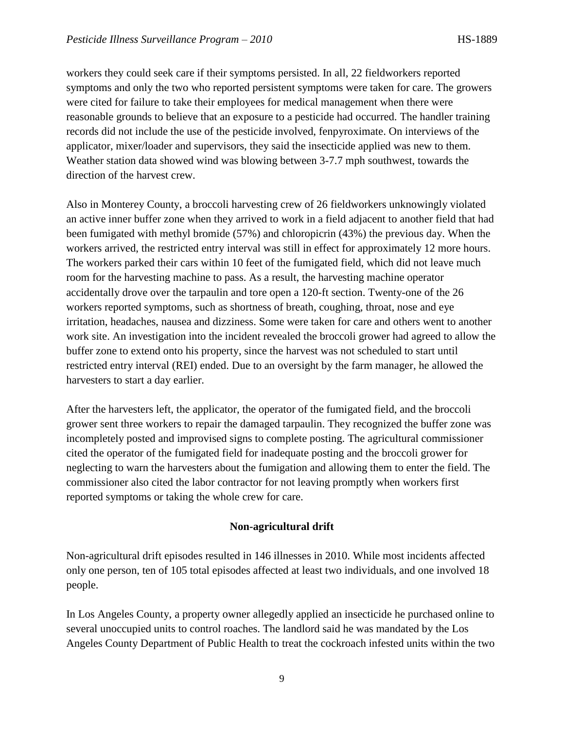workers they could seek care if their symptoms persisted. In all, 22 fieldworkers reported symptoms and only the two who reported persistent symptoms were taken for care. The growers were cited for failure to take their employees for medical management when there were reasonable grounds to believe that an exposure to a pesticide had occurred. The handler training records did not include the use of the pesticide involved, fenpyroximate. On interviews of the applicator, mixer/loader and supervisors, they said the insecticide applied was new to them. Weather station data showed wind was blowing between 3-7.7 mph southwest, towards the direction of the harvest crew.

Also in Monterey County, a broccoli harvesting crew of 26 fieldworkers unknowingly violated an active inner buffer zone when they arrived to work in a field adjacent to another field that had been fumigated with methyl bromide (57%) and chloropicrin (43%) the previous day. When the workers arrived, the restricted entry interval was still in effect for approximately 12 more hours. The workers parked their cars within 10 feet of the fumigated field, which did not leave much room for the harvesting machine to pass. As a result, the harvesting machine operator accidentally drove over the tarpaulin and tore open a 120-ft section. Twenty-one of the 26 workers reported symptoms, such as shortness of breath, coughing, throat, nose and eye irritation, headaches, nausea and dizziness. Some were taken for care and others went to another work site. An investigation into the incident revealed the broccoli grower had agreed to allow the buffer zone to extend onto his property, since the harvest was not scheduled to start until restricted entry interval (REI) ended. Due to an oversight by the farm manager, he allowed the harvesters to start a day earlier.

After the harvesters left, the applicator, the operator of the fumigated field, and the broccoli grower sent three workers to repair the damaged tarpaulin. They recognized the buffer zone was incompletely posted and improvised signs to complete posting. The agricultural commissioner cited the operator of the fumigated field for inadequate posting and the broccoli grower for neglecting to warn the harvesters about the fumigation and allowing them to enter the field. The commissioner also cited the labor contractor for not leaving promptly when workers first reported symptoms or taking the whole crew for care.

### Non-agricultural drift

Non-agricultural drift episodes resulted in 146 illnesses in 2010. While most incidents affected only one person, ten of 105 total episodes affected at least two individuals, and one involved 18 people.

In Los Angeles County, a property owner allegedly applied an insecticide he purchased online to several unoccupied units to control roaches. The landlord said he was mandated by the Los Angeles County Department of Public Health to treat the cockroach infested units within the two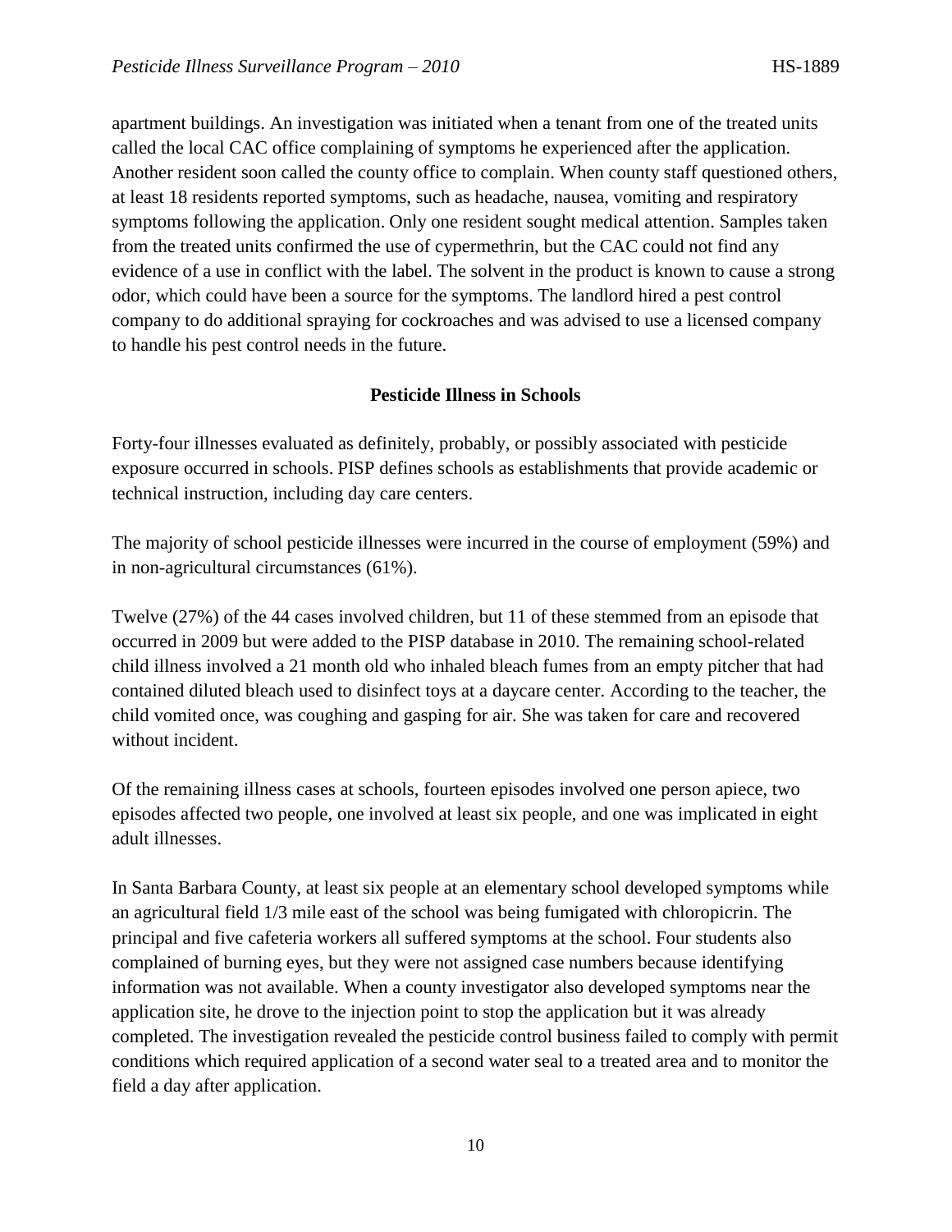apartment buildings. An investigation was initiated when a tenant from one of the treated units called the local CAC office complaining of symptoms he experienced after the application. Another resident soon called the county office to complain. When county staff questioned others, at least 18 residents reported symptoms, such as headache, nausea, vomiting and respiratory symptoms following the application. Only one resident sought medical attention. Samples taken from the treated units confirmed the use of cypermethrin, but the CAC could not find any evidence of a use in conflict with the label. The solvent in the product is known to cause a strong odor, which could have been a source for the symptoms. The landlord hired a pest control company to do additional spraying for cockroaches and was advised to use a licensed company to handle his pest control needs in the future.

## Pesticide Illness in Schools

Forty-four illnesses evaluated as definitely, probably, or possibly associated with pesticide exposure occurred in schools. PISP defines schools as establishments that provide academic or technical instruction, including day care centers.

The majority of school pesticide illnesses were incurred in the course of employment (59%) and in non-agricultural circumstances (61%).

Twelve (27%) of the 44 cases involved children, but 11 of these stemmed from an episode that occurred in 2009 but were added to the PISP database in 2010. The remaining school-related child illness involved a 21 month old who inhaled bleach fumes from an empty pitcher that had contained diluted bleach used to disinfect toys at a daycare center. According to the teacher, the child vomited once, was coughing and gasping for air. She was taken for care and recovered without incident.

Of the remaining illness cases at schools, fourteen episodes involved one person apiece, two episodes affected two people, one involved at least six people, and one was implicated in eight adult illnesses.

In Santa Barbara County, at least six people at an elementary school developed symptoms while an agricultural field 1/3 mile east of the school was being fumigated with chloropicrin. The principal and five cafeteria workers all suffered symptoms at the school. Four students also complained of burning eyes, but they were not assigned case numbers because identifying information was not available. When a county investigator also developed symptoms near the application site, he drove to the injection point to stop the application but it was already completed. The investigation revealed the pesticide control business failed to comply with permit conditions which required application of a second water seal to a treated area and to monitor the field a day after application.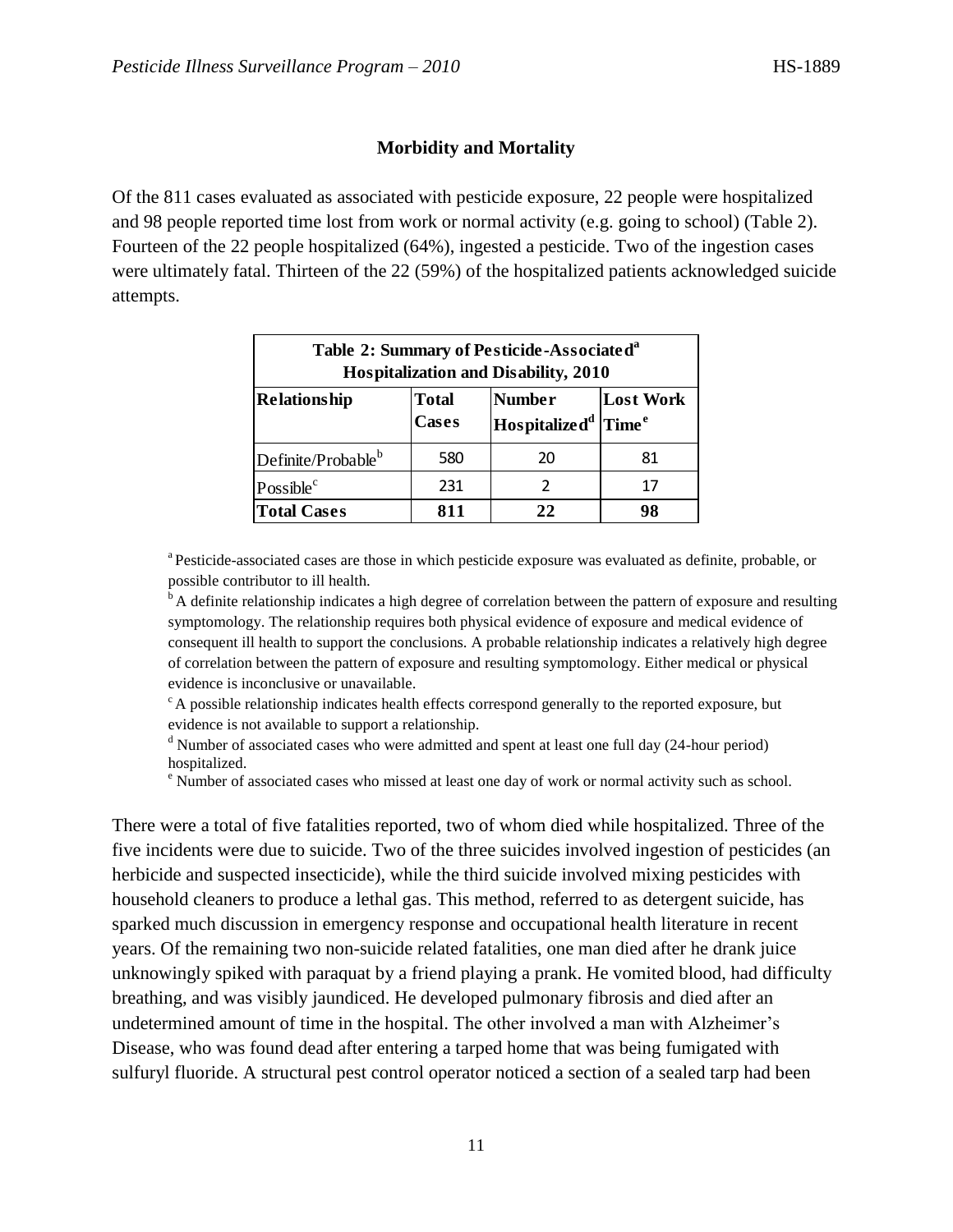### Morbidity and Mortality

Of the 811 cases evaluated as associated with pesticide exposure, 22 people were hospitalized and 98 people reported time lost from work or normal activity (e.g. going to school) (Table 2). Fourteen of the 22 people hospitalized (64%), ingested a pesticide. Two of the ingestion cases were ultimately fatal. Thirteen of the 22 (59%) of the hospitalized patients acknowledged suicide attempts.

**Table 2: Summary of Pesticide-Associated[a] Hospitalization and Disability, 2010**

| Relationship | Total Cases | Number Hospitalized[d] | Lost Work Time[e] |
|---|---|---|---|
| Definite/Probable[b] | 580 | 20 | 81 |
| Possible[c] | 231 | 2 | 17 |
| **Total Cases** | **811** | **22** | **98** |

[a] Pesticide-associated cases are those in which pesticide exposure was evaluated as definite, probable, or possible contributor to ill health.
[b] A definite relationship indicates a high degree of correlation between the pattern of exposure and resulting symptomology. The relationship requires both physical evidence of exposure and medical evidence of consequent ill health to support the conclusions. A probable relationship indicates a relatively high degree of correlation between the pattern of exposure and resulting symptomology. Either medical or physical evidence is inconclusive or unavailable.
[c] A possible relationship indicates health effects correspond generally to the reported exposure, but evidence is not available to support a relationship.
[d] Number of associated cases who were admitted and spent at least one full day (24-hour period) hospitalized.
[e] Number of associated cases who missed at least one day of work or normal activity such as school.

There were a total of five fatalities reported, two of whom died while hospitalized. Three of the five incidents were due to suicide. Two of the three suicides involved ingestion of pesticides (an herbicide and suspected insecticide), while the third suicide involved mixing pesticides with household cleaners to produce a lethal gas. This method, referred to as detergent suicide, has sparked much discussion in emergency response and occupational health literature in recent years. Of the remaining two non-suicide related fatalities, one man died after he drank juice unknowingly spiked with paraquat by a friend playing a prank. He vomited blood, had difficulty breathing, and was visibly jaundiced. He developed pulmonary fibrosis and died after an undetermined amount of time in the hospital. The other involved a man with Alzheimer's Disease, who was found dead after entering a tarped home that was being fumigated with sulfuryl fluoride. A structural pest control operator noticed a section of a sealed tarp had been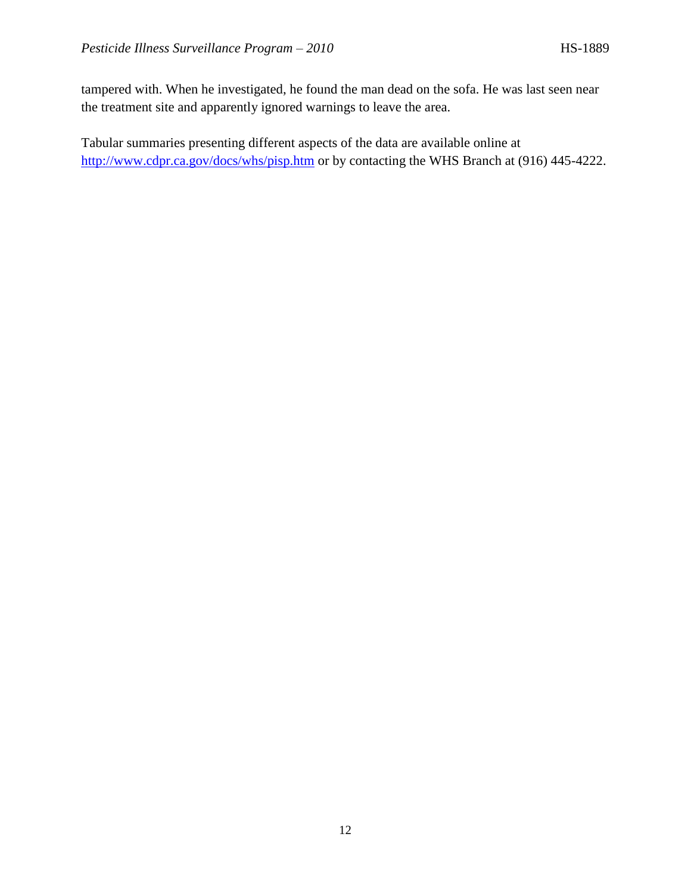tampered with. When he investigated, he found the man dead on the sofa. He was last seen near the treatment site and apparently ignored warnings to leave the area.

Tabular summaries presenting different aspects of the data are available online at http://www.cdpr.ca.gov/docs/whs/pisp.htm or by contacting the WHS Branch at (916) 445-4222.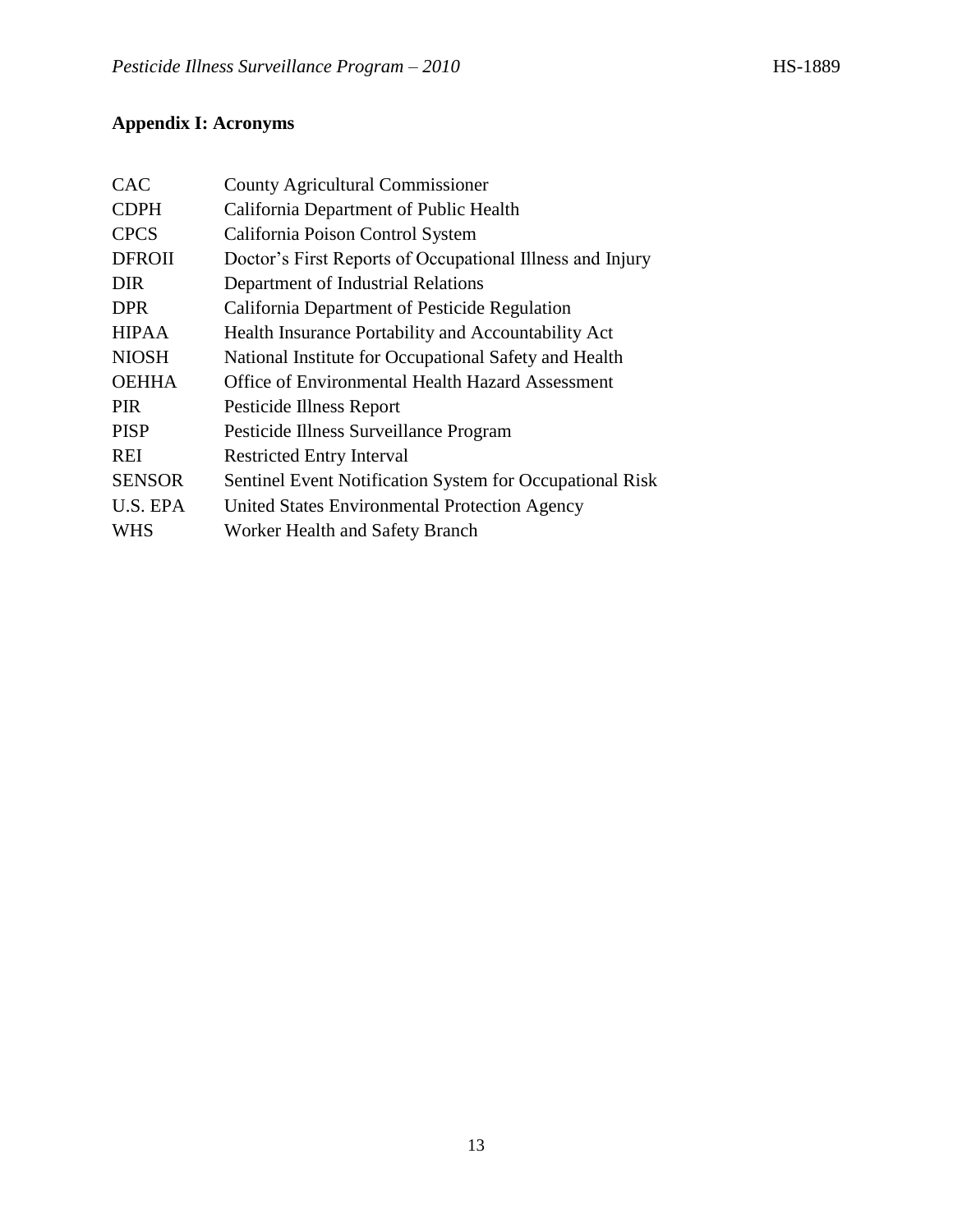## Appendix I: Acronyms

| | |
|---|---|
| CAC | County Agricultural Commissioner |
| CDPH | California Department of Public Health |
| CPCS | California Poison Control System |
| DFROII | Doctor's First Reports of Occupational Illness and Injury |
| DIR | Department of Industrial Relations |
| DPR | California Department of Pesticide Regulation |
| HIPAA | Health Insurance Portability and Accountability Act |
| NIOSH | National Institute for Occupational Safety and Health |
| OEHHA | Office of Environmental Health Hazard Assessment |
| PIR | Pesticide Illness Report |
| PISP | Pesticide Illness Surveillance Program |
| REI | Restricted Entry Interval |
| SENSOR | Sentinel Event Notification System for Occupational Risk |
| U.S. EPA | United States Environmental Protection Agency |
| WHS | Worker Health and Safety Branch |